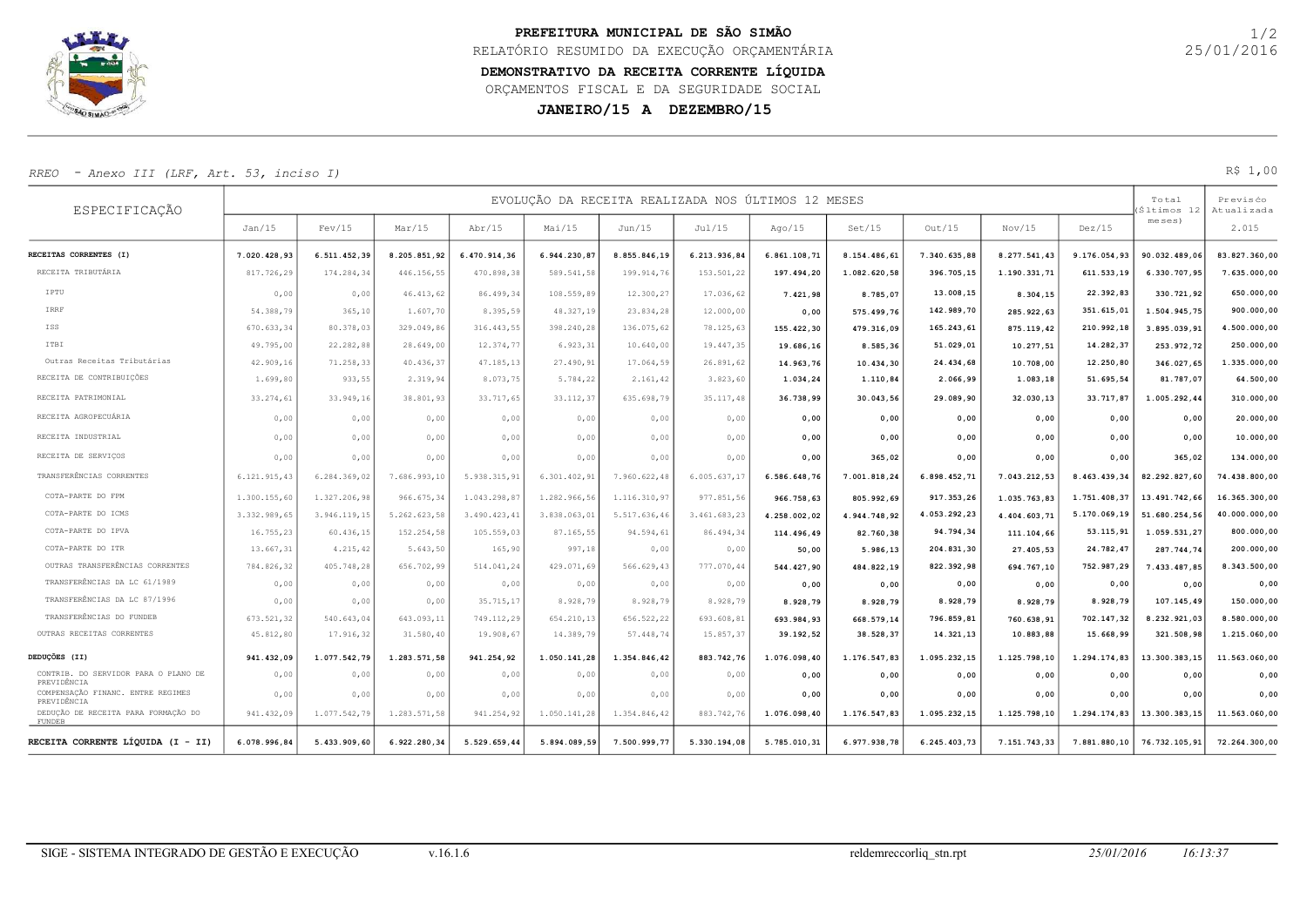# PREFEITURA MUNICIPAL DE SÃO SIMÃO

RELATÓRIO RESUMIDO DA EXECUÇÃO ORÇAMENTÁRIA

**DEMONSTRATIVO DA RECEITA CORRENTE LÍQUIDA**

ORÇAMENTOS FISCAL E DA SEGURIDADE SOCIAL

**JANEIRO/15 A DEZEMBRO/15**

*RREO - Anexo III (LRF, Art. 53, inciso I)*

R$ 1,00

| ESPECIFICAÇÃO | EVOLUÇÃO DA RECEITA REALIZADA NOS ÚLTIMOS 12 MESES | | | | | | | | | | | | Total (Últimos 12 meses) | Previsão Atualizada |
|---|---|---|---|---|---|---|---|---|---|---|---|---|---|---|
| | Jan/15 | Fev/15 | Mar/15 | Abr/15 | Mai/15 | Jun/15 | Jul/15 | Ago/15 | Set/15 | Out/15 | Nov/15 | Dez/15 | | 2.015 |
| **RECEITAS CORRENTES (I)** | 7.020.428,93 | 6.511.452,39 | 8.205.851,92 | 6.470.914,36 | 6.944.230,87 | 8.855.846,19 | 6.213.936,84 | 6.861.108,71 | 8.154.486,61 | 7.340.635,88 | 8.277.541,43 | 9.176.054,93 | 90.032.489,06 | 83.827.360,00 |
| RECEITA TRIBUTÁRIA | 817.726,29 | 174.284,34 | 446.156,55 | 470.898,38 | 589.541,58 | 199.914,76 | 153.501,22 | 197.494,20 | 1.082.620,58 | 396.705,15 | 1.190.331,71 | 611.533,19 | 6.330.707,95 | 7.635.000,00 |
| IPTU | 0,00 | 0,00 | 46.413,62 | 86.499,34 | 108.559,89 | 12.300,27 | 17.036,62 | 7.421,98 | 8.785,07 | 13.008,15 | 8.304,15 | 22.392,83 | 330.721,92 | 650.000,00 |
| IRRF | 54.388,79 | 365,10 | 1.607,70 | 8.395,59 | 48.327,19 | 23.834,28 | 12.000,00 | 0,00 | 575.499,76 | 142.989,70 | 285.922,63 | 351.615,01 | 1.504.945,75 | 900.000,00 |
| ISS | 670.633,34 | 80.378,03 | 329.049,86 | 316.443,55 | 398.240,28 | 136.075,62 | 78.125,63 | 155.422,30 | 479.316,09 | 165.243,61 | 875.119,42 | 210.992,18 | 3.895.039,91 | 4.500.000,00 |
| ITBI | 49.795,00 | 22.282,88 | 28.649,00 | 12.374,77 | 6.923,31 | 10.640,00 | 19.447,35 | 19.686,16 | 8.585,36 | 51.029,01 | 10.277,51 | 14.282,37 | 253.972,72 | 250.000,00 |
| Outras Receitas Tributárias | 42.909,16 | 71.258,33 | 40.436,37 | 47.185,13 | 27.490,91 | 17.064,59 | 26.891,62 | 14.963,76 | 10.434,30 | 24.434,68 | 10.708,00 | 12.250,80 | 346.027,65 | 1.335.000,00 |
| RECEITA DE CONTRIBUIÇÕES | 1.699,80 | 933,55 | 2.319,94 | 8.073,75 | 5.784,22 | 2.161,42 | 3.823,60 | 1.034,24 | 1.110,84 | 2.066,99 | 1.083,18 | 51.695,54 | 81.787,07 | 64.500,00 |
| RECEITA PATRIMONIAL | 33.274,61 | 33.949,16 | 38.801,93 | 33.717,65 | 33.112,37 | 635.698,79 | 35.117,48 | 36.738,99 | 30.043,56 | 29.089,90 | 32.030,13 | 33.717,87 | 1.005.292,44 | 310.000,00 |
| RECEITA AGROPECUÁRIA | 0,00 | 0,00 | 0,00 | 0,00 | 0,00 | 0,00 | 0,00 | 0,00 | 0,00 | 0,00 | 0,00 | 0,00 | 0,00 | 20.000,00 |
| RECEITA INDUSTRIAL | 0,00 | 0,00 | 0,00 | 0,00 | 0,00 | 0,00 | 0,00 | 0,00 | 0,00 | 0,00 | 0,00 | 0,00 | 0,00 | 10.000,00 |
| RECEITA DE SERVIÇOS | 0,00 | 0,00 | 0,00 | 0,00 | 0,00 | 0,00 | 0,00 | 0,00 | 365,02 | 0,00 | 0,00 | 0,00 | 365,02 | 134.000,00 |
| TRANSFERÊNCIAS CORRENTES | 6.121.915,43 | 6.284.369,02 | 7.686.993,10 | 5.938.315,91 | 6.301.402,91 | 7.960.622,48 | 6.005.637,17 | 6.586.648,76 | 7.001.818,24 | 6.898.452,71 | 7.043.212,53 | 8.463.439,34 | 82.292.827,60 | 74.438.800,00 |
| COTA-PARTE DO FPM | 1.300.155,60 | 1.327.206,98 | 966.675,34 | 1.043.298,87 | 1.282.966,56 | 1.116.310,97 | 977.851,56 | 966.758,63 | 805.992,69 | 917.353,26 | 1.035.763,83 | 1.751.408,37 | 13.491.742,66 | 16.365.300,00 |
| COTA-PARTE DO ICMS | 3.332.989,65 | 3.946.119,15 | 5.262.623,58 | 3.490.423,41 | 3.838.063,01 | 5.517.636,46 | 3.461.683,23 | 4.258.002,02 | 4.944.748,92 | 4.053.292,23 | 4.404.603,71 | 5.170.069,19 | 51.680.254,56 | 40.000.000,00 |
| COTA-PARTE DO IPVA | 16.755,23 | 60.436,15 | 152.254,58 | 105.559,03 | 87.165,55 | 94.594,61 | 86.494,34 | 114.496,49 | 82.760,38 | 94.794,34 | 111.104,66 | 53.115,91 | 1.059.531,27 | 800.000,00 |
| COTA-PARTE DO ITR | 13.667,31 | 4.215,42 | 5.643,50 | 165,90 | 997,18 | 0,00 | 0,00 | 50,00 | 5.986,13 | 204.831,30 | 27.405,53 | 24.782,47 | 287.744,74 | 200.000,00 |
| OUTRAS TRANSFERÊNCIAS CORRENTES | 784.826,32 | 405.748,28 | 656.702,99 | 514.041,24 | 429.071,69 | 566.629,43 | 777.070,44 | 544.427,90 | 484.822,19 | 822.392,98 | 694.767,10 | 752.987,29 | 7.433.487,85 | 8.343.500,00 |
| TRANSFERÊNCIAS DA LC 61/1989 | 0,00 | 0,00 | 0,00 | 0,00 | 0,00 | 0,00 | 0,00 | 0,00 | 0,00 | 0,00 | 0,00 | 0,00 | 0,00 | 0,00 |
| TRANSFERÊNCIAS DA LC 87/1996 | 0,00 | 0,00 | 0,00 | 35.715,17 | 8.928,79 | 8.928,79 | 8.928,79 | 8.928,79 | 8.928,79 | 8.928,79 | 8.928,79 | 8.928,79 | 107.145,49 | 150.000,00 |
| TRANSFERÊNCIAS DO FUNDEB | 673.521,32 | 540.643,04 | 643.093,11 | 749.112,29 | 654.210,13 | 656.522,22 | 693.608,81 | 693.984,93 | 668.579,14 | 796.859,81 | 760.638,91 | 702.147,32 | 8.232.921,03 | 8.580.000,00 |
| OUTRAS RECEITAS CORRENTES | 45.812,80 | 17.916,32 | 31.580,40 | 19.908,67 | 14.389,79 | 57.448,74 | 15.857,37 | 39.192,52 | 38.528,37 | 14.321,13 | 10.883,88 | 15.668,99 | 321.508,98 | 1.215.060,00 |
| **DEDUÇÕES (II)** | 941.432,09 | 1.077.542,79 | 1.283.571,58 | 941.254,92 | 1.050.141,28 | 1.354.846,42 | 883.742,76 | 1.076.098,40 | 1.176.547,83 | 1.095.232,15 | 1.125.798,10 | 1.294.174,83 | 13.300.383,15 | 11.563.060,00 |
| CONTRIB. DO SERVIDOR PARA O PLANO DE PREVIDÊNCIA | 0,00 | 0,00 | 0,00 | 0,00 | 0,00 | 0,00 | 0,00 | 0,00 | 0,00 | 0,00 | 0,00 | 0,00 | 0,00 | 0,00 |
| COMPENSAÇÃO FINANC. ENTRE REGIMES PREVIDÊNCIA | 0,00 | 0,00 | 0,00 | 0,00 | 0,00 | 0,00 | 0,00 | 0,00 | 0,00 | 0,00 | 0,00 | 0,00 | 0,00 | 0,00 |
| DEDUÇÃO DE RECEITA PARA FORMAÇÃO DO FUNDEB | 941.432,09 | 1.077.542,79 | 1.283.571,58 | 941.254,92 | 1.050.141,28 | 1.354.846,42 | 883.742,76 | 1.076.098,40 | 1.176.547,83 | 1.095.232,15 | 1.125.798,10 | 1.294.174,83 | 13.300.383,15 | 11.563.060,00 |
| **RECEITA CORRENTE LÍQUIDA (I - II)** | 6.078.996,84 | 5.433.909,60 | 6.922.280,34 | 5.529.659,44 | 5.894.089,59 | 7.500.999,77 | 5.330.194,08 | 5.785.010,31 | 6.977.938,78 | 6.245.403,73 | 7.151.743,33 | 7.881.880,10 | 76.732.105,91 | 72.264.300,00 |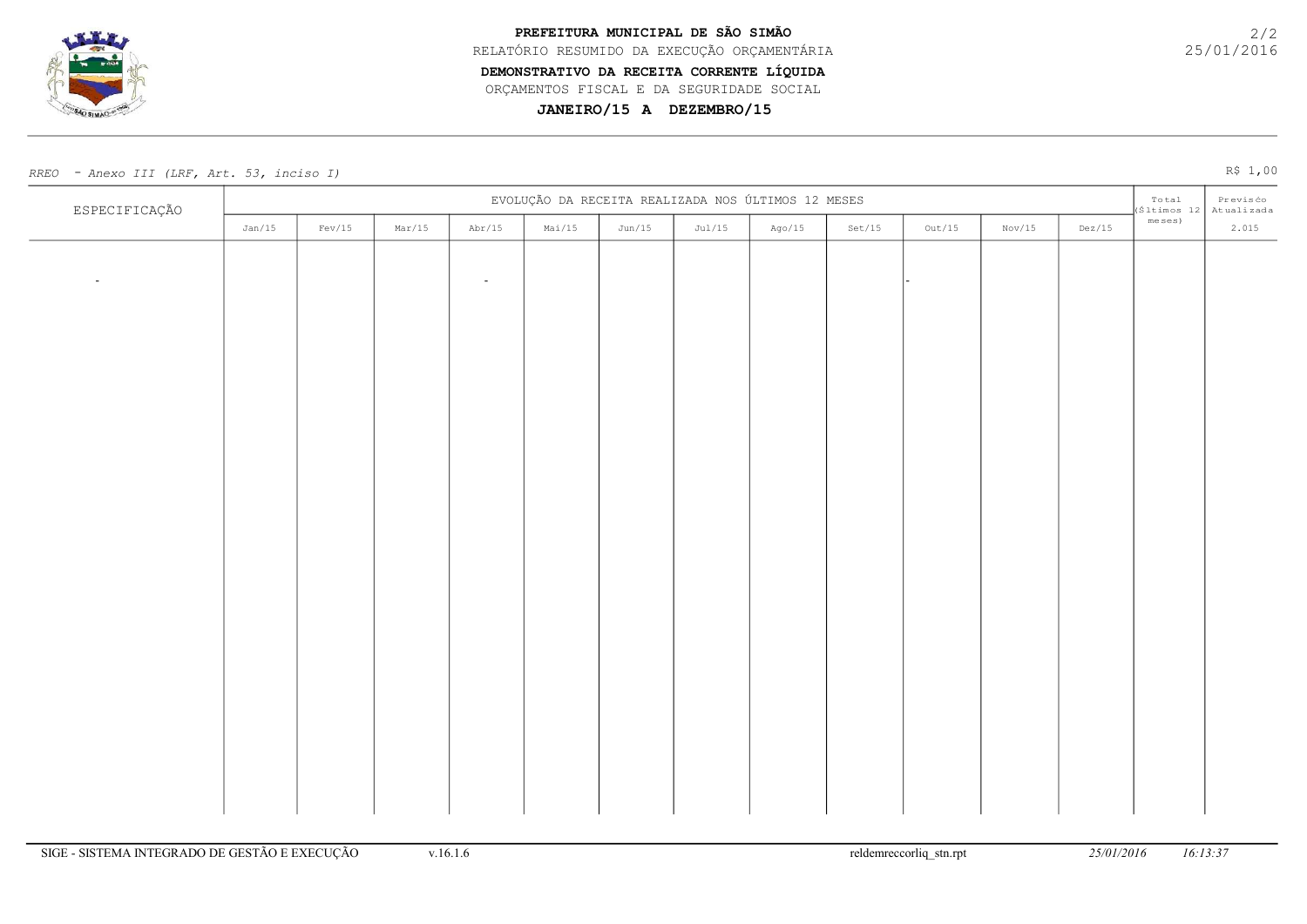**PREFEITURA MUNICIPAL DE SÃO SIMÃO**

RELATÓRIO RESUMIDO DA EXECUÇÃO ORÇAMENTÁRIA

**DEMONSTRATIVO DA RECEITA CORRENTE LÍQUIDA**

ORÇAMENTOS FISCAL E DA SEGURIDADE SOCIAL

**JANEIRO/15 A DEZEMBRO/15**

*RREO - Anexo III (LRF, Art. 53, inciso I)*

R$ 1,00

| ESPECIFICAÇÃO | EVOLUÇÃO DA RECEITA REALIZADA NOS ÚLTIMOS 12 MESES | | | | | | | | | | | | Total (Últimos 12 meses) | Previsão Atualizada 2.015 |
|---|---|---|---|---|---|---|---|---|---|---|---|---|---|---|
| | Jan/15 | Fev/15 | Mar/15 | Abr/15 | Mai/15 | Jun/15 | Jul/15 | Ago/15 | Set/15 | Out/15 | Nov/15 | Dez/15 | | |
| - | | | | - | | | | | | - | | | | |

SIGE - SISTEMA INTEGRADO DE GESTÃO E EXECUÇÃO v.16.1.6 reldemreccorliq_stn.rpt *25/01/2016* *16:13:37*